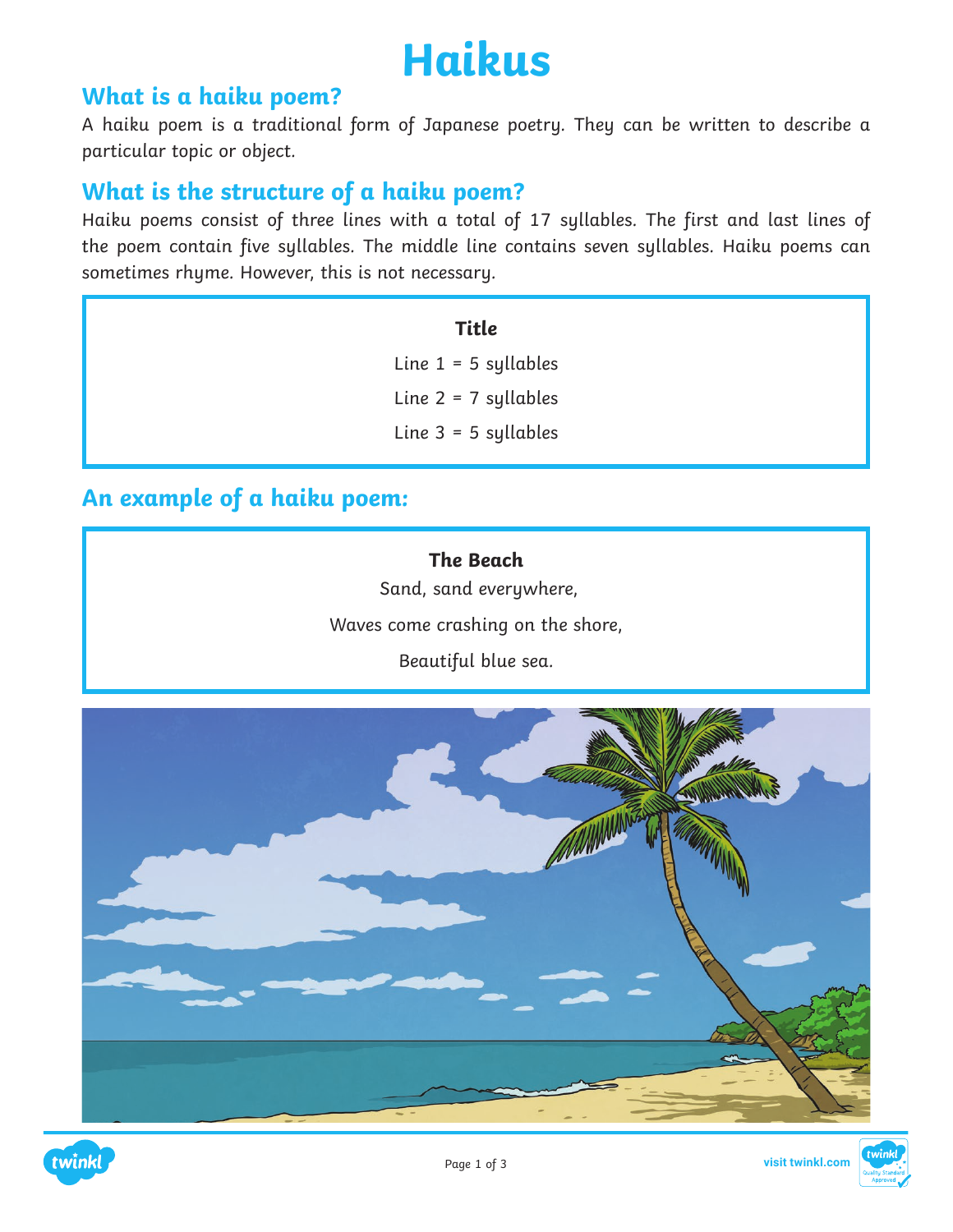# Haikus

## What is a haiku poem?

A haiku poem is a traditional form of Japanese poetry. They can be written to describe a particular topic or object.

## What is the structure of a haiku poem?

Haiku poems consist of three lines with a total of 17 syllables. The first and last lines of the poem contain five syllables. The middle line contains seven syllables. Haiku poems can sometimes rhyme. However, this is not necessary.

**Title**

Line 1 = 5 syllables

Line 2 = 7 syllables

Line 3 = 5 syllables

## An example of a haiku poem:

**The Beach**

Sand, sand everywhere,

Waves come crashing on the shore,

Beautiful blue sea.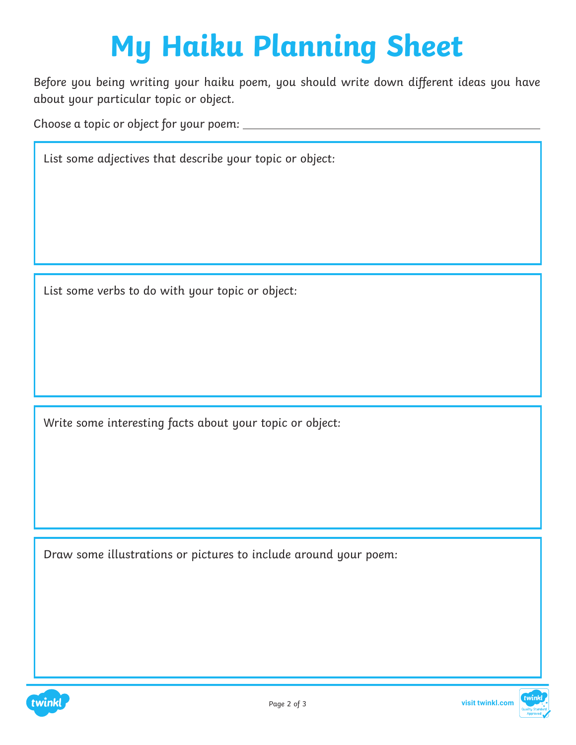# My Haiku Planning Sheet

Before you being writing your haiku poem, you should write down different ideas you have about your particular topic or object.

Choose a topic or object for your poem: ______________________________________________

List some adjectives that describe your topic or object:

List some verbs to do with your topic or object:

Write some interesting facts about your topic or object:

Draw some illustrations or pictures to include around your poem: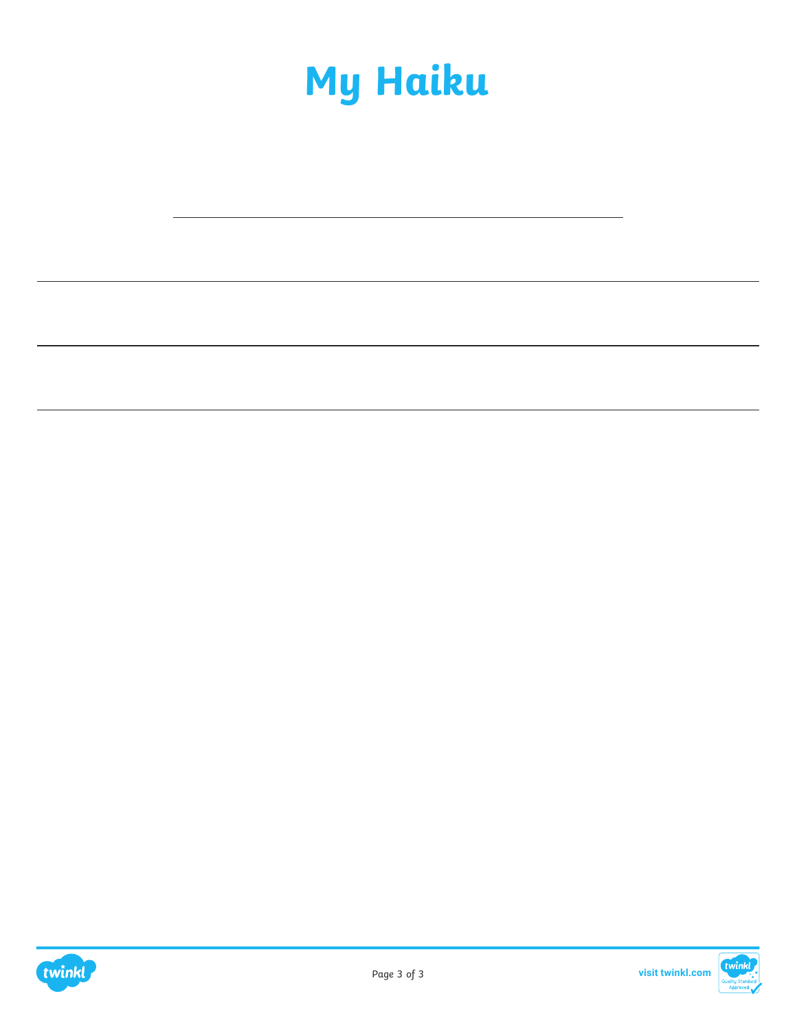# My Haiku

\_\_\_\_\_\_\_\_\_\_\_\_\_\_\_\_\_\_\_\_\_\_\_\_\_\_\_\_\_\_\_\_\_\_\_\_\_\_\_\_

\_\_\_\_\_\_\_\_\_\_\_\_\_\_\_\_\_\_\_\_\_\_\_\_\_\_\_\_\_\_\_\_\_\_\_\_\_\_\_\_\_\_\_\_\_\_\_\_\_\_\_\_\_\_\_\_\_\_\_\_

\_\_\_\_\_\_\_\_\_\_\_\_\_\_\_\_\_\_\_\_\_\_\_\_\_\_\_\_\_\_\_\_\_\_\_\_\_\_\_\_\_\_\_\_\_\_\_\_\_\_\_\_\_\_\_\_\_\_\_\_

\_\_\_\_\_\_\_\_\_\_\_\_\_\_\_\_\_\_\_\_\_\_\_\_\_\_\_\_\_\_\_\_\_\_\_\_\_\_\_\_\_\_\_\_\_\_\_\_\_\_\_\_\_\_\_\_\_\_\_\_